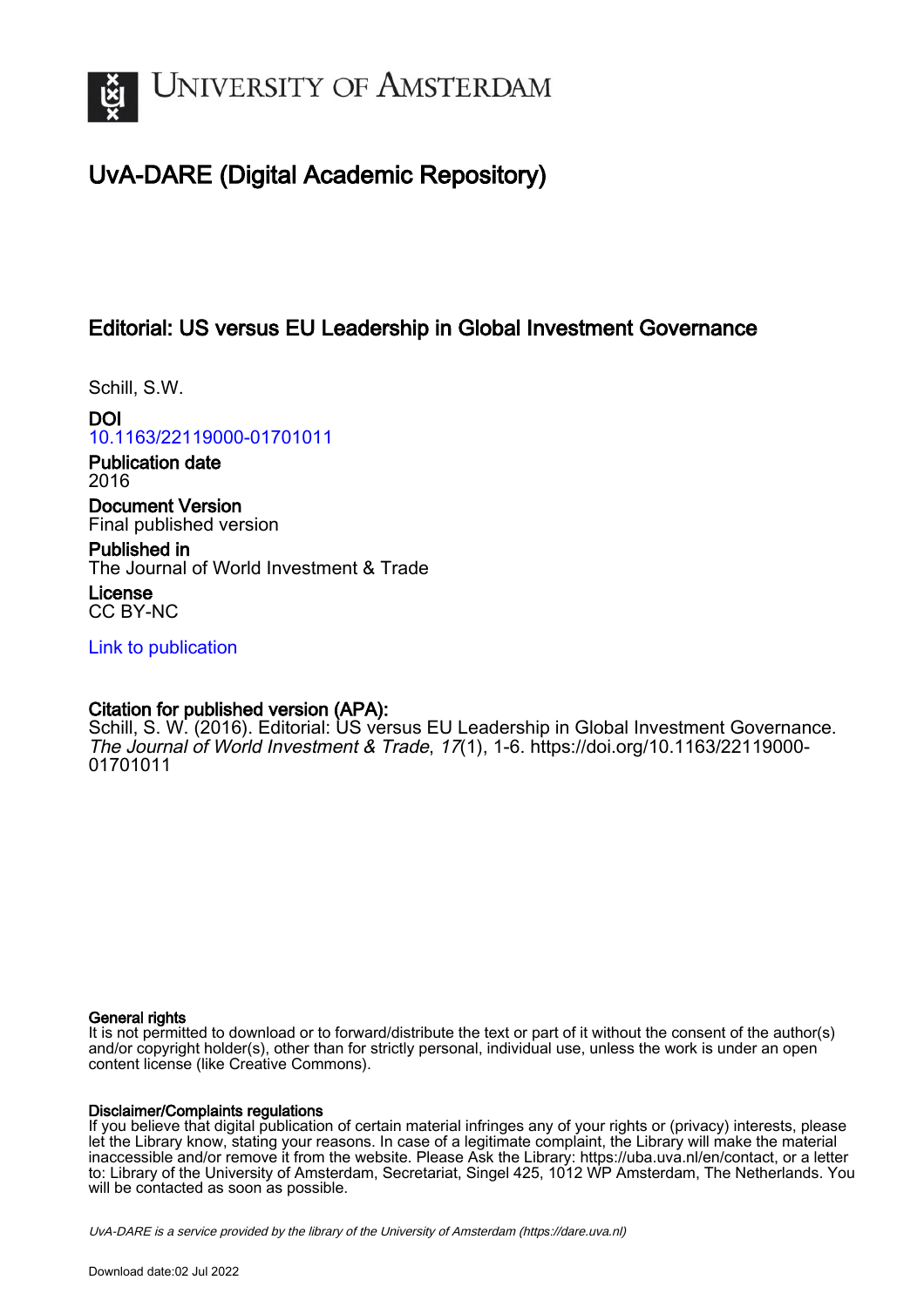# UvA-DARE (Digital Academic Repository)

## Editorial: US versus EU Leadership in Global Investment Governance

Schill, S.W.

**DOI**
10.1163/22119000-01701011

**Publication date**
2016

**Document Version**
Final published version

**Published in**
The Journal of World Investment & Trade

**License**
CC BY-NC

Link to publication

**Citation for published version (APA):**
Schill, S. W. (2016). Editorial: US versus EU Leadership in Global Investment Governance. *The Journal of World Investment & Trade*, *17*(1), 1-6. https://doi.org/10.1163/22119000-01701011

**General rights**
It is not permitted to download or to forward/distribute the text or part of it without the consent of the author(s) and/or copyright holder(s), other than for strictly personal, individual use, unless the work is under an open content license (like Creative Commons).

**Disclaimer/Complaints regulations**
If you believe that digital publication of certain material infringes any of your rights or (privacy) interests, please let the Library know, stating your reasons. In case of a legitimate complaint, the Library will make the material inaccessible and/or remove it from the website. Please Ask the Library: https://uba.uva.nl/en/contact, or a letter to: Library of the University of Amsterdam, Secretariat, Singel 425, 1012 WP Amsterdam, The Netherlands. You will be contacted as soon as possible.

*UvA-DARE is a service provided by the library of the University of Amsterdam (https://dare.uva.nl)*

Download date:02 Jul 2022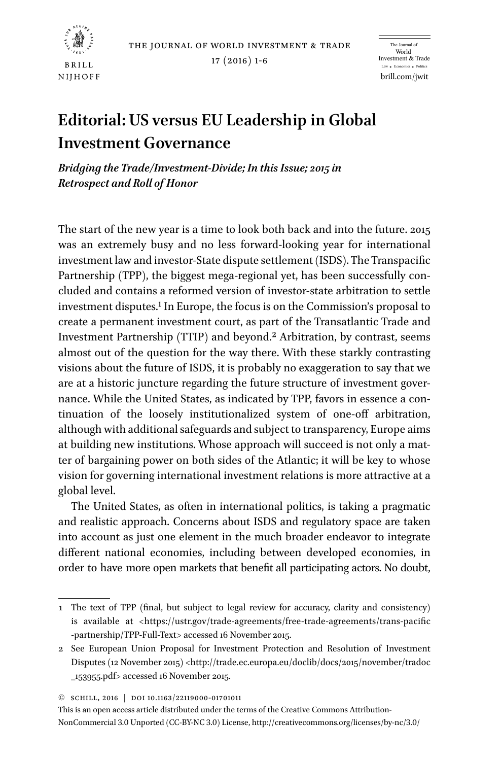# Editorial: US versus EU Leadership in Global Investment Governance

***Bridging the Trade/Investment-Divide; In this Issue; 2015 in Retrospect and Roll of Honor***

The start of the new year is a time to look both back and into the future. 2015 was an extremely busy and no less forward-looking year for international investment law and investor-State dispute settlement (ISDS). The Transpacific Partnership (TPP), the biggest mega-regional yet, has been successfully concluded and contains a reformed version of investor-state arbitration to settle investment disputes.[1] In Europe, the focus is on the Commission's proposal to create a permanent investment court, as part of the Transatlantic Trade and Investment Partnership (TTIP) and beyond.[2] Arbitration, by contrast, seems almost out of the question for the way there. With these starkly contrasting visions about the future of ISDS, it is probably no exaggeration to say that we are at a historic juncture regarding the future structure of investment governance. While the United States, as indicated by TPP, favors in essence a continuation of the loosely institutionalized system of one-off arbitration, although with additional safeguards and subject to transparency, Europe aims at building new institutions. Whose approach will succeed is not only a matter of bargaining power on both sides of the Atlantic; it will be key to whose vision for governing international investment relations is more attractive at a global level.

The United States, as often in international politics, is taking a pragmatic and realistic approach. Concerns about ISDS and regulatory space are taken into account as just one element in the much broader endeavor to integrate different national economies, including between developed economies, in order to have more open markets that benefit all participating actors. No doubt,

---

1 The text of TPP (final, but subject to legal review for accuracy, clarity and consistency) is available at <https://ustr.gov/trade-agreements/free-trade-agreements/trans-pacific-partnership/TPP-Full-Text> accessed 16 November 2015.

2 See European Union Proposal for Investment Protection and Resolution of Investment Disputes (12 November 2015) <http://trade.ec.europa.eu/doclib/docs/2015/november/tradoc_153955.pdf> accessed 16 November 2015.

© SCHILL, 2016 | DOI 10.1163/22119000-01701011

This is an open access article distributed under the terms of the Creative Commons Attribution-NonCommercial 3.0 Unported (CC-BY-NC 3.0) License, http://creativecommons.org/licenses/by-nc/3.0/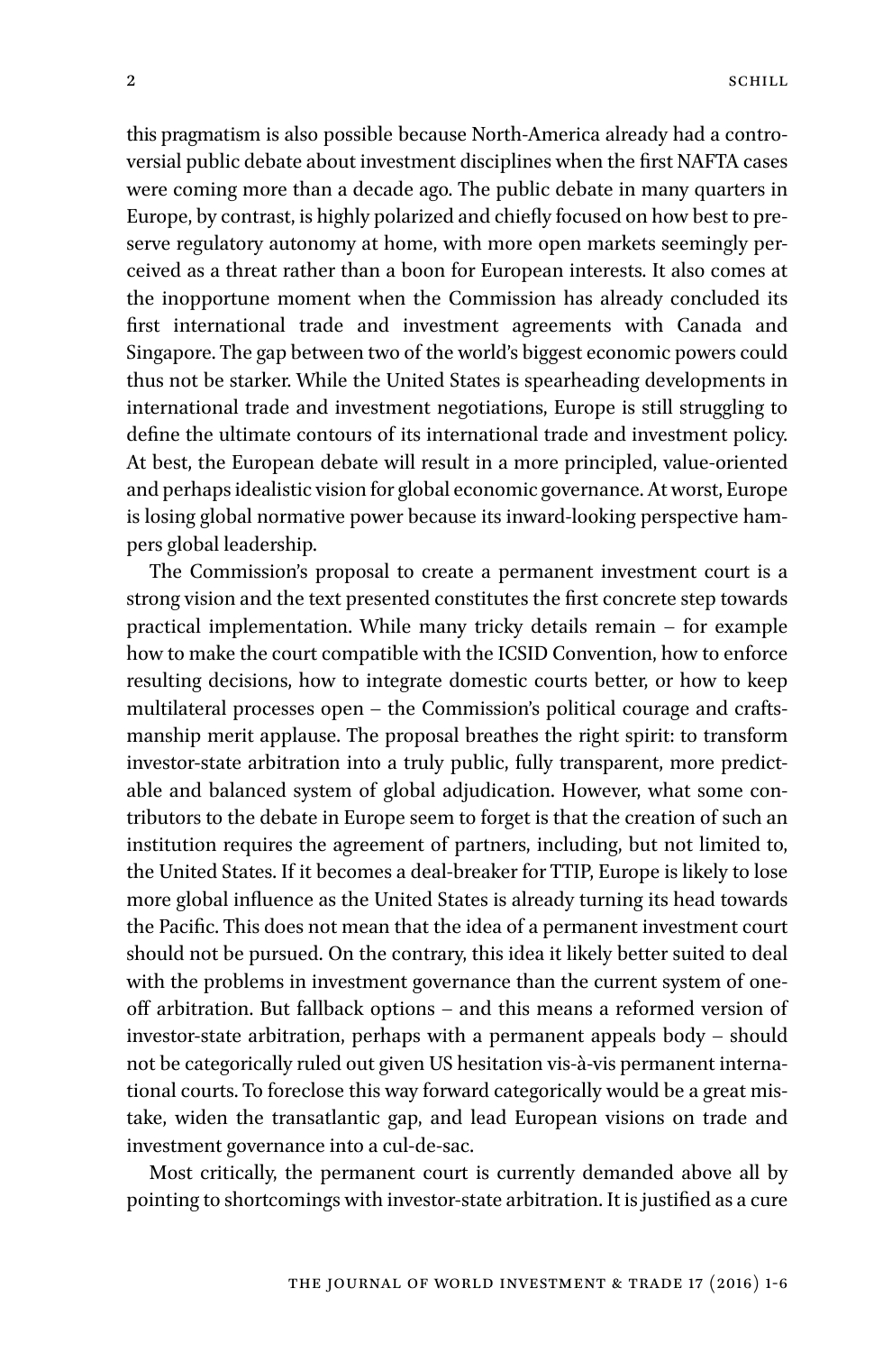this pragmatism is also possible because North-America already had a controversial public debate about investment disciplines when the first NAFTA cases were coming more than a decade ago. The public debate in many quarters in Europe, by contrast, is highly polarized and chiefly focused on how best to preserve regulatory autonomy at home, with more open markets seemingly perceived as a threat rather than a boon for European interests. It also comes at the inopportune moment when the Commission has already concluded its first international trade and investment agreements with Canada and Singapore. The gap between two of the world's biggest economic powers could thus not be starker. While the United States is spearheading developments in international trade and investment negotiations, Europe is still struggling to define the ultimate contours of its international trade and investment policy. At best, the European debate will result in a more principled, value-oriented and perhaps idealistic vision for global economic governance. At worst, Europe is losing global normative power because its inward-looking perspective hampers global leadership.

The Commission's proposal to create a permanent investment court is a strong vision and the text presented constitutes the first concrete step towards practical implementation. While many tricky details remain – for example how to make the court compatible with the ICSID Convention, how to enforce resulting decisions, how to integrate domestic courts better, or how to keep multilateral processes open – the Commission's political courage and craftsmanship merit applause. The proposal breathes the right spirit: to transform investor-state arbitration into a truly public, fully transparent, more predictable and balanced system of global adjudication. However, what some contributors to the debate in Europe seem to forget is that the creation of such an institution requires the agreement of partners, including, but not limited to, the United States. If it becomes a deal-breaker for TTIP, Europe is likely to lose more global influence as the United States is already turning its head towards the Pacific. This does not mean that the idea of a permanent investment court should not be pursued. On the contrary, this idea it likely better suited to deal with the problems in investment governance than the current system of one-off arbitration. But fallback options – and this means a reformed version of investor-state arbitration, perhaps with a permanent appeals body – should not be categorically ruled out given US hesitation vis-à-vis permanent international courts. To foreclose this way forward categorically would be a great mistake, widen the transatlantic gap, and lead European visions on trade and investment governance into a cul-de-sac.

Most critically, the permanent court is currently demanded above all by pointing to shortcomings with investor-state arbitration. It is justified as a cure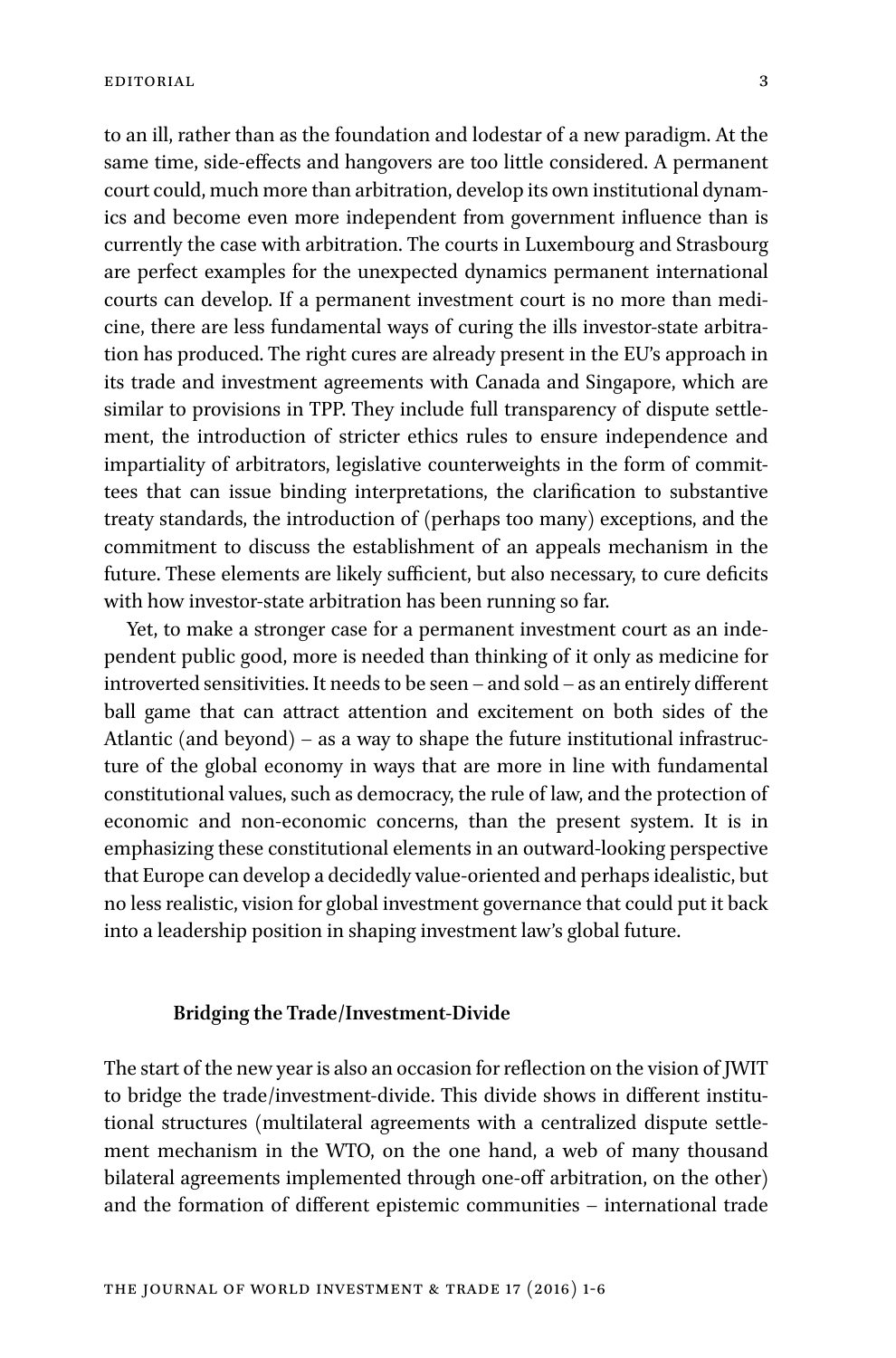to an ill, rather than as the foundation and lodestar of a new paradigm. At the same time, side-effects and hangovers are too little considered. A permanent court could, much more than arbitration, develop its own institutional dynamics and become even more independent from government influence than is currently the case with arbitration. The courts in Luxembourg and Strasbourg are perfect examples for the unexpected dynamics permanent international courts can develop. If a permanent investment court is no more than medicine, there are less fundamental ways of curing the ills investor-state arbitration has produced. The right cures are already present in the EU's approach in its trade and investment agreements with Canada and Singapore, which are similar to provisions in TPP. They include full transparency of dispute settlement, the introduction of stricter ethics rules to ensure independence and impartiality of arbitrators, legislative counterweights in the form of committees that can issue binding interpretations, the clarification to substantive treaty standards, the introduction of (perhaps too many) exceptions, and the commitment to discuss the establishment of an appeals mechanism in the future. These elements are likely sufficient, but also necessary, to cure deficits with how investor-state arbitration has been running so far.

Yet, to make a stronger case for a permanent investment court as an independent public good, more is needed than thinking of it only as medicine for introverted sensitivities. It needs to be seen – and sold – as an entirely different ball game that can attract attention and excitement on both sides of the Atlantic (and beyond) – as a way to shape the future institutional infrastructure of the global economy in ways that are more in line with fundamental constitutional values, such as democracy, the rule of law, and the protection of economic and non-economic concerns, than the present system. It is in emphasizing these constitutional elements in an outward-looking perspective that Europe can develop a decidedly value-oriented and perhaps idealistic, but no less realistic, vision for global investment governance that could put it back into a leadership position in shaping investment law's global future.

### Bridging the Trade/Investment-Divide

The start of the new year is also an occasion for reflection on the vision of JWIT to bridge the trade/investment-divide. This divide shows in different institutional structures (multilateral agreements with a centralized dispute settlement mechanism in the WTO, on the one hand, a web of many thousand bilateral agreements implemented through one-off arbitration, on the other) and the formation of different epistemic communities – international trade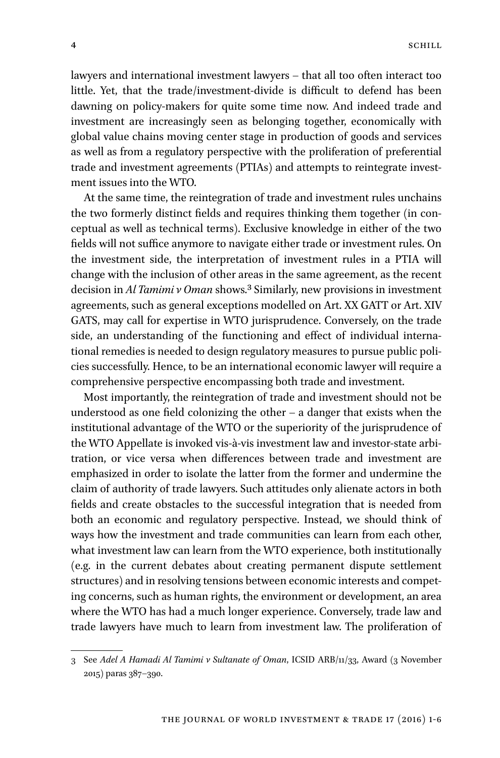lawyers and international investment lawyers – that all too often interact too little. Yet, that the trade/investment-divide is difficult to defend has been dawning on policy-makers for quite some time now. And indeed trade and investment are increasingly seen as belonging together, economically with global value chains moving center stage in production of goods and services as well as from a regulatory perspective with the proliferation of preferential trade and investment agreements (PTIAs) and attempts to reintegrate investment issues into the WTO.

At the same time, the reintegration of trade and investment rules unchains the two formerly distinct fields and requires thinking them together (in conceptual as well as technical terms). Exclusive knowledge in either of the two fields will not suffice anymore to navigate either trade or investment rules. On the investment side, the interpretation of investment rules in a PTIA will change with the inclusion of other areas in the same agreement, as the recent decision in *Al Tamimi v Oman* shows.[3] Similarly, new provisions in investment agreements, such as general exceptions modelled on Art. XX GATT or Art. XIV GATS, may call for expertise in WTO jurisprudence. Conversely, on the trade side, an understanding of the functioning and effect of individual international remedies is needed to design regulatory measures to pursue public policies successfully. Hence, to be an international economic lawyer will require a comprehensive perspective encompassing both trade and investment.

Most importantly, the reintegration of trade and investment should not be understood as one field colonizing the other – a danger that exists when the institutional advantage of the WTO or the superiority of the jurisprudence of the WTO Appellate is invoked vis-à-vis investment law and investor-state arbitration, or vice versa when differences between trade and investment are emphasized in order to isolate the latter from the former and undermine the claim of authority of trade lawyers. Such attitudes only alienate actors in both fields and create obstacles to the successful integration that is needed from both an economic and regulatory perspective. Instead, we should think of ways how the investment and trade communities can learn from each other, what investment law can learn from the WTO experience, both institutionally (e.g. in the current debates about creating permanent dispute settlement structures) and in resolving tensions between economic interests and competing concerns, such as human rights, the environment or development, an area where the WTO has had a much longer experience. Conversely, trade law and trade lawyers have much to learn from investment law. The proliferation of

---

3 See *Adel A Hamadi Al Tamimi v Sultanate of Oman*, ICSID ARB/11/33, Award (3 November 2015) paras 387–390.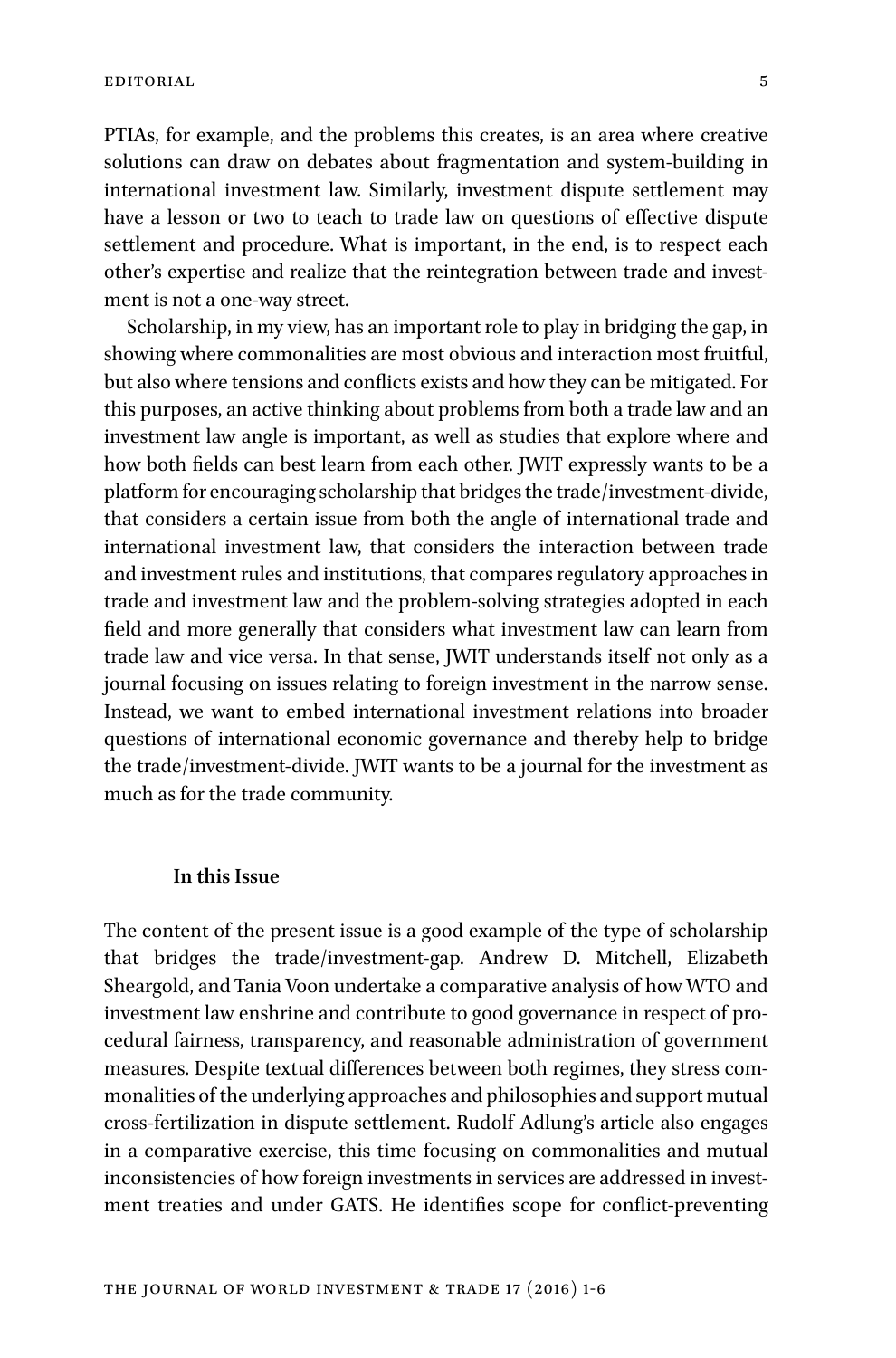PTIAs, for example, and the problems this creates, is an area where creative solutions can draw on debates about fragmentation and system-building in international investment law. Similarly, investment dispute settlement may have a lesson or two to teach to trade law on questions of effective dispute settlement and procedure. What is important, in the end, is to respect each other's expertise and realize that the reintegration between trade and investment is not a one-way street.

Scholarship, in my view, has an important role to play in bridging the gap, in showing where commonalities are most obvious and interaction most fruitful, but also where tensions and conflicts exists and how they can be mitigated. For this purposes, an active thinking about problems from both a trade law and an investment law angle is important, as well as studies that explore where and how both fields can best learn from each other. JWIT expressly wants to be a platform for encouraging scholarship that bridges the trade/investment-divide, that considers a certain issue from both the angle of international trade and international investment law, that considers the interaction between trade and investment rules and institutions, that compares regulatory approaches in trade and investment law and the problem-solving strategies adopted in each field and more generally that considers what investment law can learn from trade law and vice versa. In that sense, JWIT understands itself not only as a journal focusing on issues relating to foreign investment in the narrow sense. Instead, we want to embed international investment relations into broader questions of international economic governance and thereby help to bridge the trade/investment-divide. JWIT wants to be a journal for the investment as much as for the trade community.

## In this Issue

The content of the present issue is a good example of the type of scholarship that bridges the trade/investment-gap. Andrew D. Mitchell, Elizabeth Sheargold, and Tania Voon undertake a comparative analysis of how WTO and investment law enshrine and contribute to good governance in respect of procedural fairness, transparency, and reasonable administration of government measures. Despite textual differences between both regimes, they stress commonalities of the underlying approaches and philosophies and support mutual cross-fertilization in dispute settlement. Rudolf Adlung's article also engages in a comparative exercise, this time focusing on commonalities and mutual inconsistencies of how foreign investments in services are addressed in investment treaties and under GATS. He identifies scope for conflict-preventing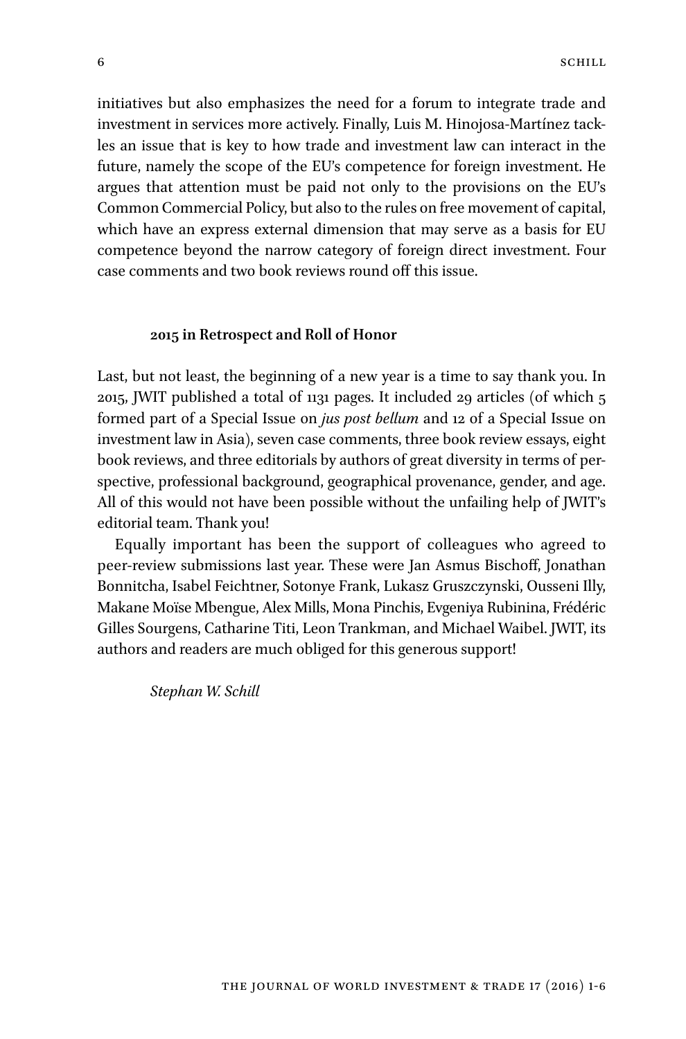initiatives but also emphasizes the need for a forum to integrate trade and investment in services more actively. Finally, Luis M. Hinojosa-Martínez tackles an issue that is key to how trade and investment law can interact in the future, namely the scope of the EU's competence for foreign investment. He argues that attention must be paid not only to the provisions on the EU's Common Commercial Policy, but also to the rules on free movement of capital, which have an express external dimension that may serve as a basis for EU competence beyond the narrow category of foreign direct investment. Four case comments and two book reviews round off this issue.

## 2015 in Retrospect and Roll of Honor

Last, but not least, the beginning of a new year is a time to say thank you. In 2015, JWIT published a total of 1131 pages. It included 29 articles (of which 5 formed part of a Special Issue on *jus post bellum* and 12 of a Special Issue on investment law in Asia), seven case comments, three book review essays, eight book reviews, and three editorials by authors of great diversity in terms of perspective, professional background, geographical provenance, gender, and age. All of this would not have been possible without the unfailing help of JWIT's editorial team. Thank you!

Equally important has been the support of colleagues who agreed to peer-review submissions last year. These were Jan Asmus Bischoff, Jonathan Bonnitcha, Isabel Feichtner, Sotonye Frank, Lukasz Gruszczynski, Ousseni Illy, Makane Moïse Mbengue, Alex Mills, Mona Pinchis, Evgeniya Rubinina, Frédéric Gilles Sourgens, Catharine Titi, Leon Trankman, and Michael Waibel. JWIT, its authors and readers are much obliged for this generous support!

*Stephan W. Schill*